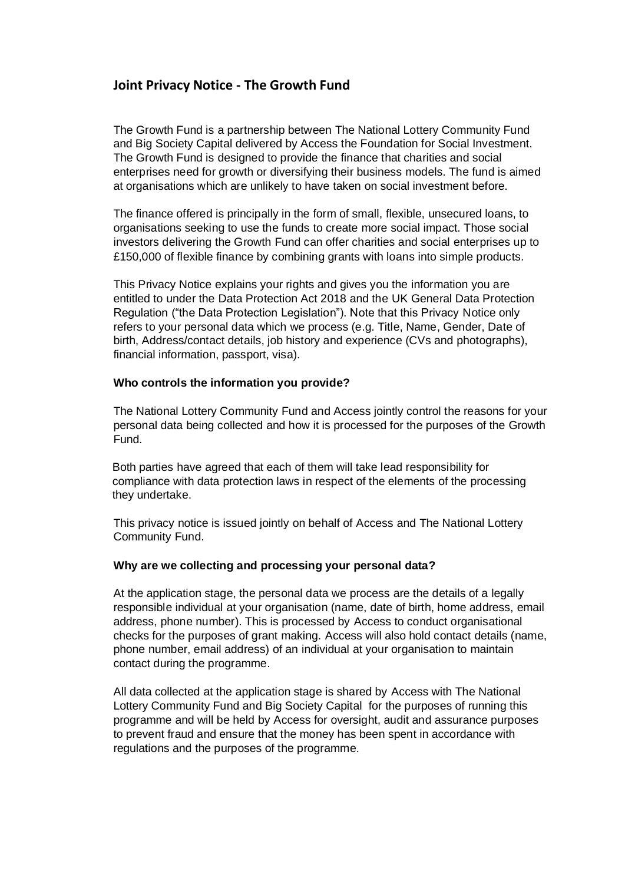## Joint Privacy Notice - The Growth Fund

The Growth Fund is a partnership between The National Lottery Community Fund and Big Society Capital delivered by Access the Foundation for Social Investment. The Growth Fund is designed to provide the finance that charities and social enterprises need for growth or diversifying their business models. The fund is aimed at organisations which are unlikely to have taken on social investment before.

The finance offered is principally in the form of small, flexible, unsecured loans, to organisations seeking to use the funds to create more social impact. Those social investors delivering the Growth Fund can offer charities and social enterprises up to £150,000 of flexible finance by combining grants with loans into simple products.

This Privacy Notice explains your rights and gives you the information you are entitled to under the Data Protection Act 2018 and the UK General Data Protection Regulation ("the Data Protection Legislation"). Note that this Privacy Notice only refers to your personal data which we process (e.g. Title, Name, Gender, Date of birth, Address/contact details, job history and experience (CVs and photographs), financial information, passport, visa).

### Who controls the information you provide?

The National Lottery Community Fund and Access jointly control the reasons for your personal data being collected and how it is processed for the purposes of the Growth Fund.

Both parties have agreed that each of them will take lead responsibility for compliance with data protection laws in respect of the elements of the processing they undertake.

This privacy notice is issued jointly on behalf of Access and The National Lottery Community Fund.

### Why are we collecting and processing your personal data?

At the application stage, the personal data we process are the details of a legally responsible individual at your organisation (name, date of birth, home address, email address, phone number). This is processed by Access to conduct organisational checks for the purposes of grant making. Access will also hold contact details (name, phone number, email address) of an individual at your organisation to maintain contact during the programme.

All data collected at the application stage is shared by Access with The National Lottery Community Fund and Big Society Capital for the purposes of running this programme and will be held by Access for oversight, audit and assurance purposes to prevent fraud and ensure that the money has been spent in accordance with regulations and the purposes of the programme.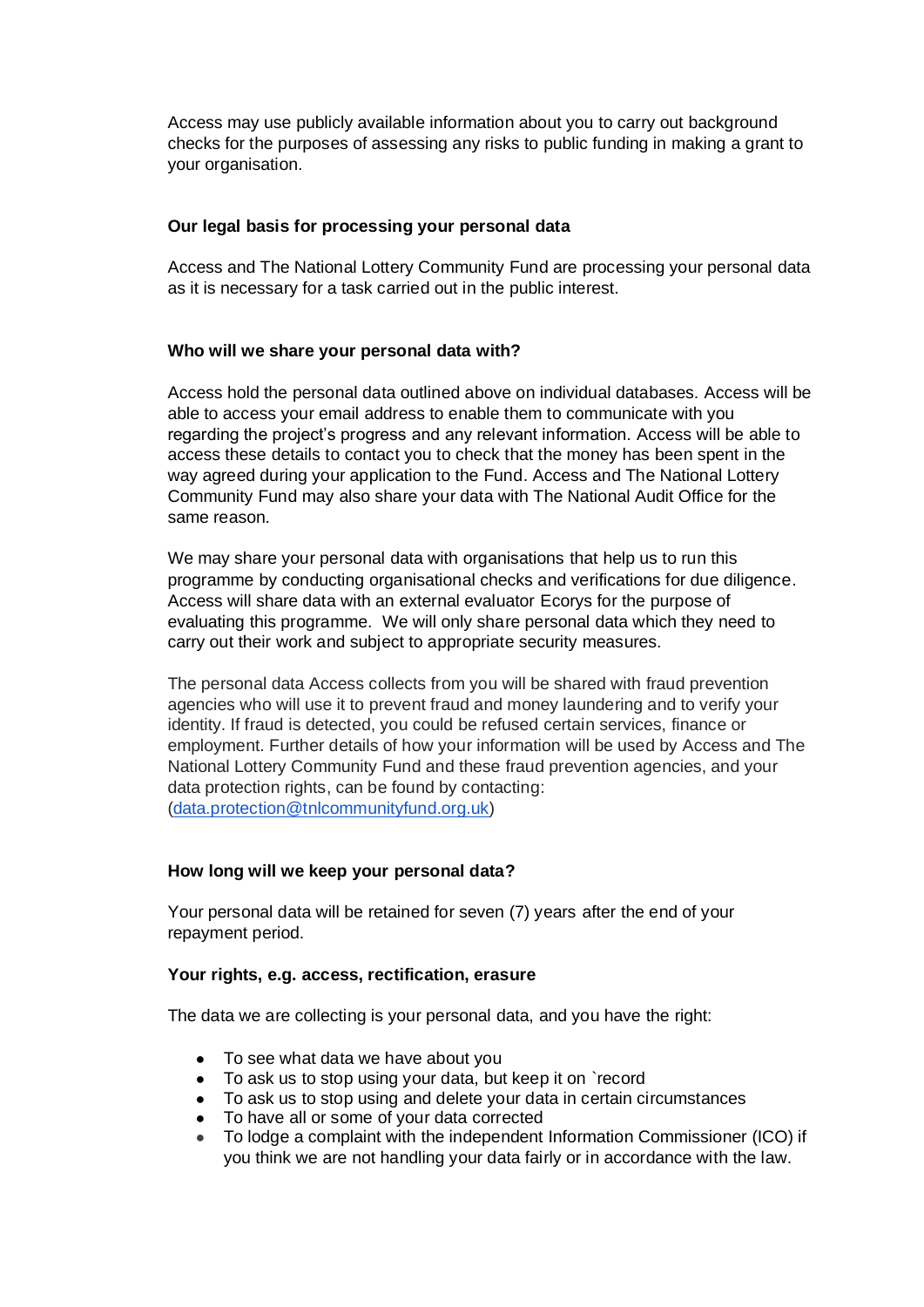Access may use publicly available information about you to carry out background checks for the purposes of assessing any risks to public funding in making a grant to your organisation.

**Our legal basis for processing your personal data**

Access and The National Lottery Community Fund are processing your personal data as it is necessary for a task carried out in the public interest.

**Who will we share your personal data with?**

Access hold the personal data outlined above on individual databases. Access will be able to access your email address to enable them to communicate with you regarding the project's progress and any relevant information. Access will be able to access these details to contact you to check that the money has been spent in the way agreed during your application to the Fund. Access and The National Lottery Community Fund may also share your data with The National Audit Office for the same reason.

We may share your personal data with organisations that help us to run this programme by conducting organisational checks and verifications for due diligence. Access will share data with an external evaluator Ecorys for the purpose of evaluating this programme. We will only share personal data which they need to carry out their work and subject to appropriate security measures.

The personal data Access collects from you will be shared with fraud prevention agencies who will use it to prevent fraud and money laundering and to verify your identity. If fraud is detected, you could be refused certain services, finance or employment. Further details of how your information will be used by Access and The National Lottery Community Fund and these fraud prevention agencies, and your data protection rights, can be found by contacting: (data.protection@tnlcommunityfund.org.uk)

**How long will we keep your personal data?**

Your personal data will be retained for seven (7) years after the end of your repayment period.

**Your rights, e.g. access, rectification, erasure**

The data we are collecting is your personal data, and you have the right:

- To see what data we have about you
- To ask us to stop using your data, but keep it on `record
- To ask us to stop using and delete your data in certain circumstances
- To have all or some of your data corrected
- To lodge a complaint with the independent Information Commissioner (ICO) if you think we are not handling your data fairly or in accordance with the law.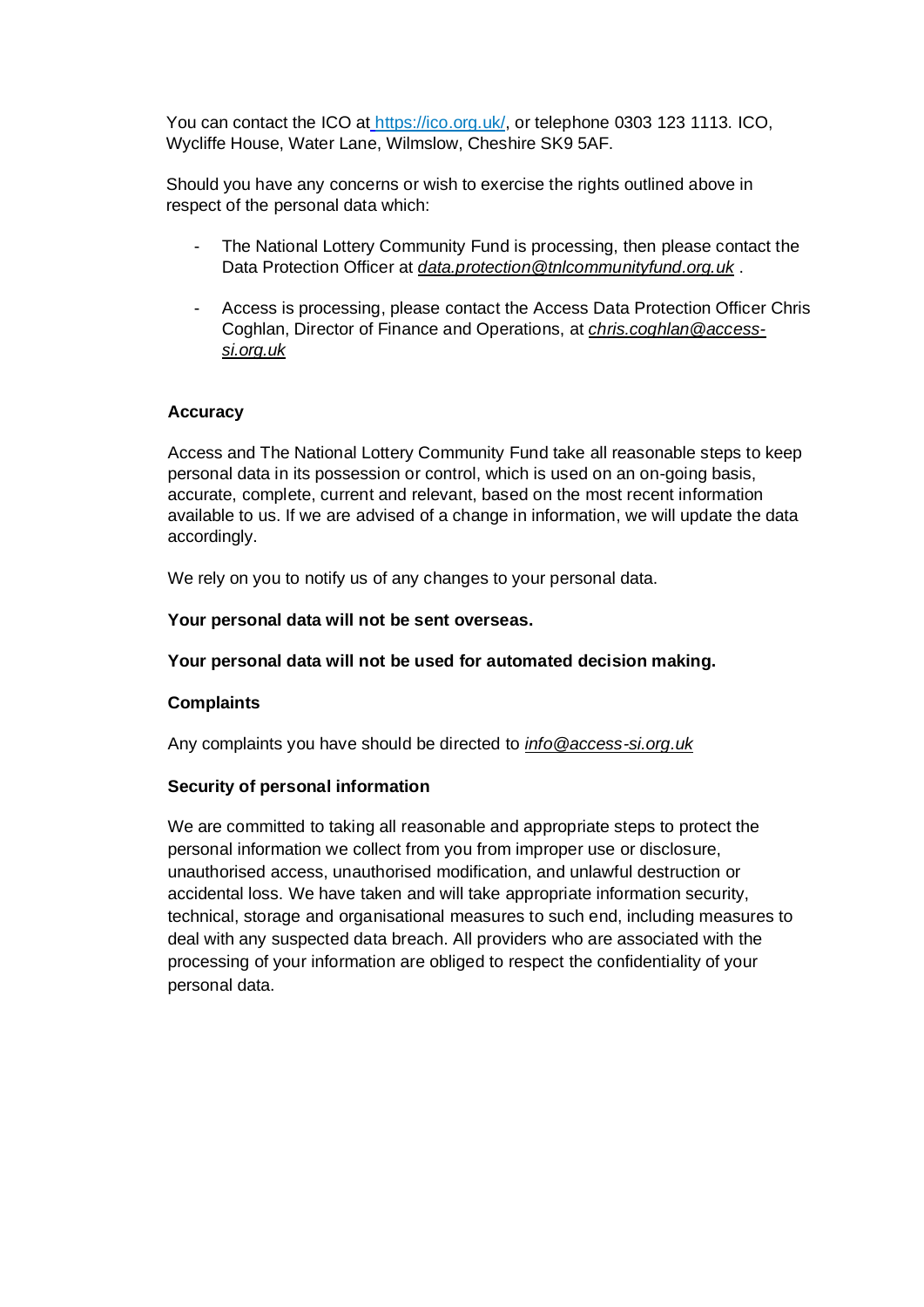You can contact the ICO at https://ico.org.uk/, or telephone 0303 123 1113. ICO, Wycliffe House, Water Lane, Wilmslow, Cheshire SK9 5AF.

Should you have any concerns or wish to exercise the rights outlined above in respect of the personal data which:

- The National Lottery Community Fund is processing, then please contact the Data Protection Officer at *data.protection@tnlcommunityfund.org.uk* .
- Access is processing, please contact the Access Data Protection Officer Chris Coghlan, Director of Finance and Operations, at *chris.coghlan@access-si.org.uk*

**Accuracy**

Access and The National Lottery Community Fund take all reasonable steps to keep personal data in its possession or control, which is used on an on-going basis, accurate, complete, current and relevant, based on the most recent information available to us. If we are advised of a change in information, we will update the data accordingly.

We rely on you to notify us of any changes to your personal data.

**Your personal data will not be sent overseas.**

**Your personal data will not be used for automated decision making.**

**Complaints**

Any complaints you have should be directed to *info@access-si.org.uk*

**Security of personal information**

We are committed to taking all reasonable and appropriate steps to protect the personal information we collect from you from improper use or disclosure, unauthorised access, unauthorised modification, and unlawful destruction or accidental loss. We have taken and will take appropriate information security, technical, storage and organisational measures to such end, including measures to deal with any suspected data breach. All providers who are associated with the processing of your information are obliged to respect the confidentiality of your personal data.